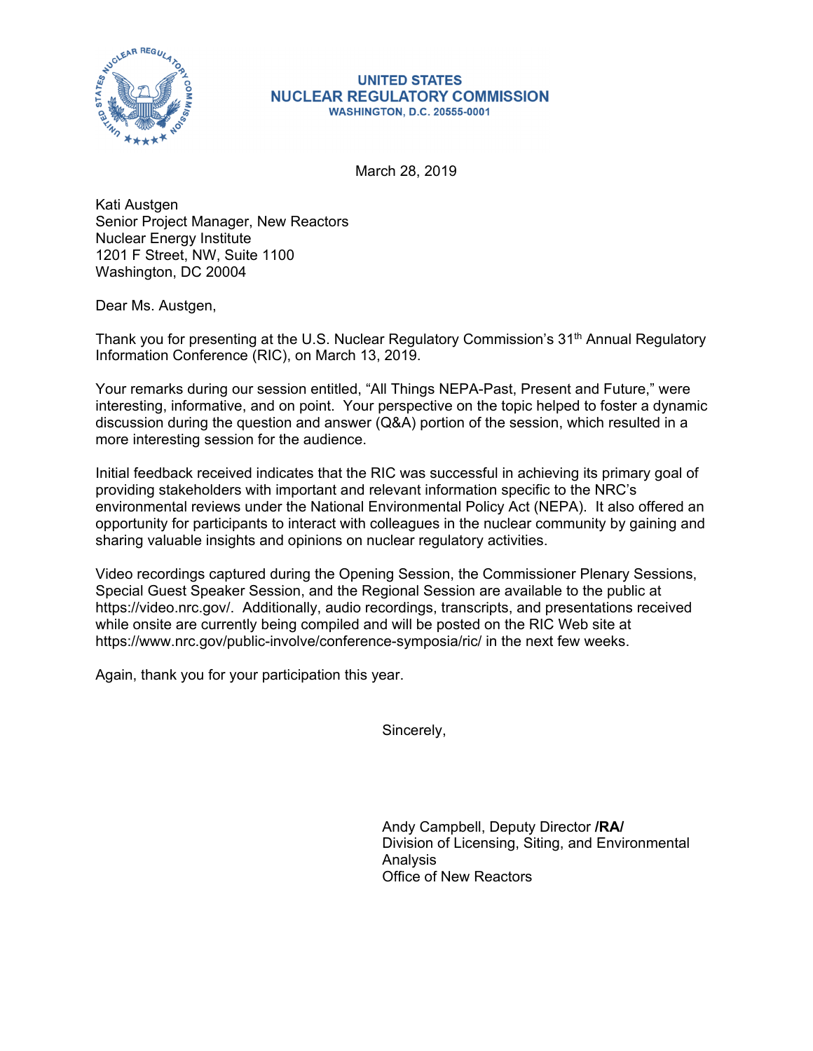**UNITED STATES**
**NUCLEAR REGULATORY COMMISSION**
**WASHINGTON, D.C. 20555-0001**

March 28, 2019

Kati Austgen
Senior Project Manager, New Reactors
Nuclear Energy Institute
1201 F Street, NW, Suite 1100
Washington, DC 20004

Dear Ms. Austgen,

Thank you for presenting at the U.S. Nuclear Regulatory Commission's 31st Annual Regulatory Information Conference (RIC), on March 13, 2019.

Your remarks during our session entitled, "All Things NEPA-Past, Present and Future," were interesting, informative, and on point. Your perspective on the topic helped to foster a dynamic discussion during the question and answer (Q&A) portion of the session, which resulted in a more interesting session for the audience.

Initial feedback received indicates that the RIC was successful in achieving its primary goal of providing stakeholders with important and relevant information specific to the NRC's environmental reviews under the National Environmental Policy Act (NEPA). It also offered an opportunity for participants to interact with colleagues in the nuclear community by gaining and sharing valuable insights and opinions on nuclear regulatory activities.

Video recordings captured during the Opening Session, the Commissioner Plenary Sessions, Special Guest Speaker Session, and the Regional Session are available to the public at https://video.nrc.gov/. Additionally, audio recordings, transcripts, and presentations received while onsite are currently being compiled and will be posted on the RIC Web site at https://www.nrc.gov/public-involve/conference-symposia/ric/ in the next few weeks.

Again, thank you for your participation this year.

Sincerely,

Andy Campbell, Deputy Director **/RA/**
Division of Licensing, Siting, and Environmental Analysis
Office of New Reactors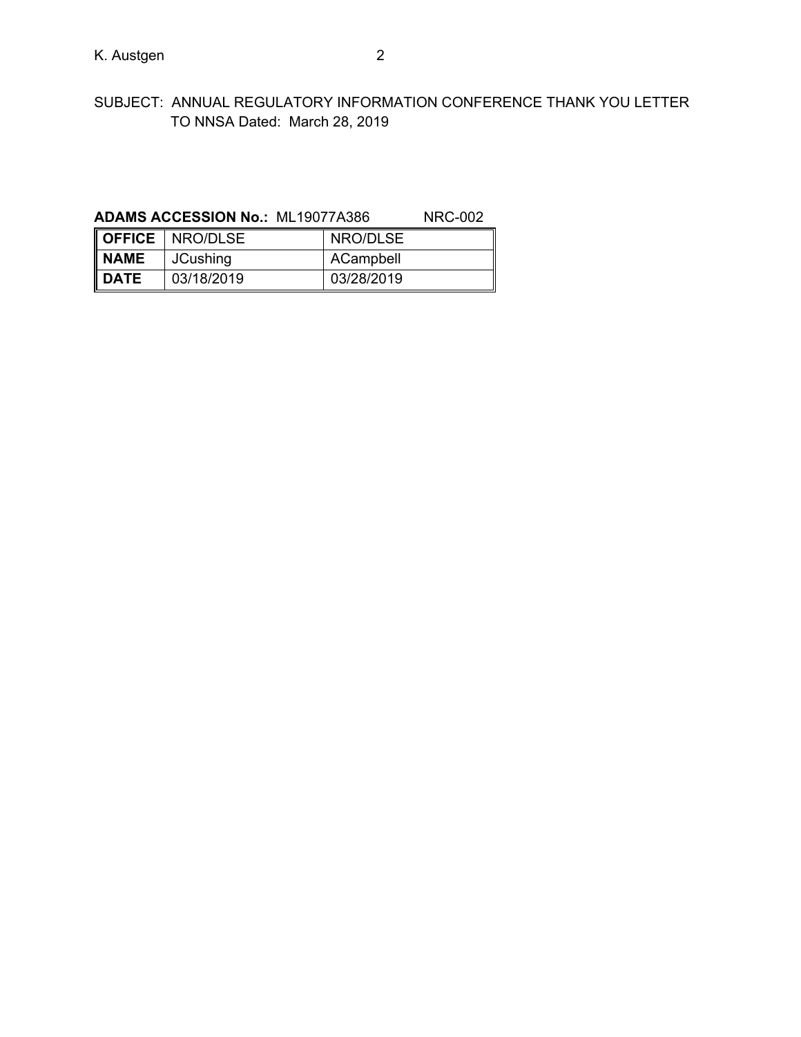SUBJECT: ANNUAL REGULATORY INFORMATION CONFERENCE THANK YOU LETTER TO NNSA Dated: March 28, 2019

**ADAMS ACCESSION No.:** ML19077A386 NRC-002

| **OFFICE** | NRO/DLSE | NRO/DLSE |
|---|---|---|
| **NAME** | JCushing | ACampbell |
| **DATE** | 03/18/2019 | 03/28/2019 |